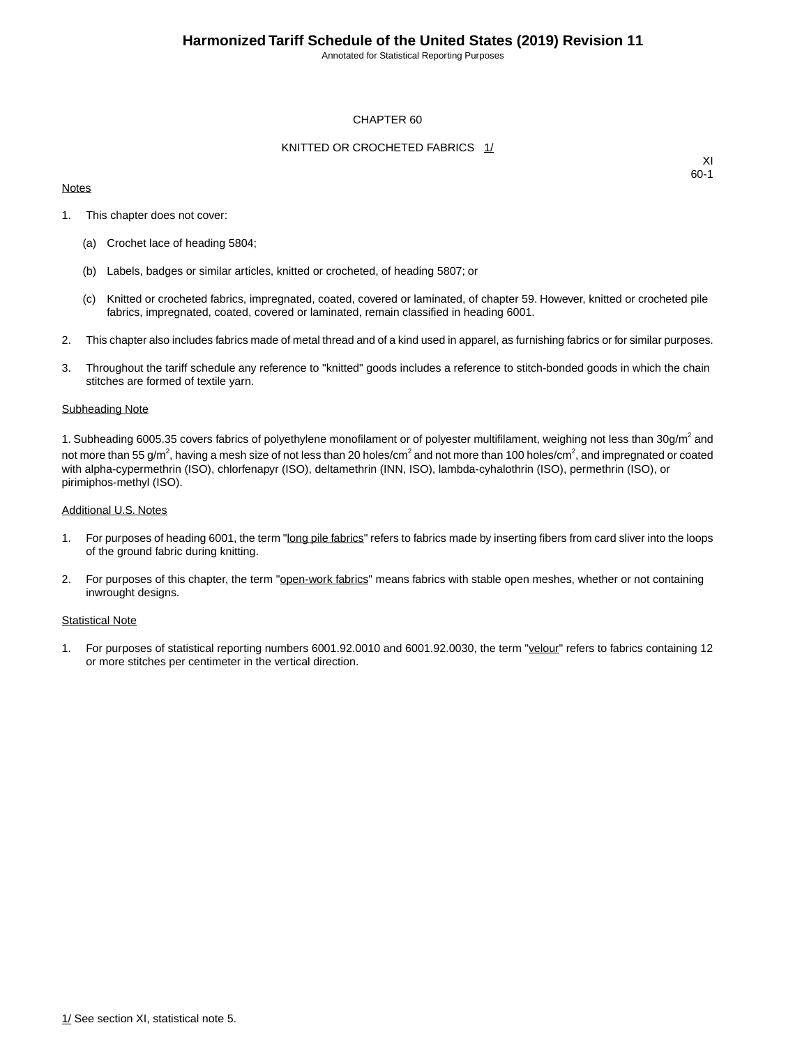# CHAPTER 60

## KNITTED OR CROCHETED FABRICS 1/

XI
60-1

Notes

1. This chapter does not cover:

   (a) Crochet lace of heading 5804;

   (b) Labels, badges or similar articles, knitted or crocheted, of heading 5807; or

   (c) Knitted or crocheted fabrics, impregnated, coated, covered or laminated, of chapter 59. However, knitted or crocheted pile fabrics, impregnated, coated, covered or laminated, remain classified in heading 6001.

2. This chapter also includes fabrics made of metal thread and of a kind used in apparel, as furnishing fabrics or for similar purposes.

3. Throughout the tariff schedule any reference to "knitted" goods includes a reference to stitch-bonded goods in which the chain stitches are formed of textile yarn.

Subheading Note

1. Subheading 6005.35 covers fabrics of polyethylene monofilament or of polyester multifilament, weighing not less than 30g/$m^2$ and not more than 55 g/$m^2$, having a mesh size of not less than 20 holes/$cm^2$ and not more than 100 holes/$cm^2$, and impregnated or coated with alpha-cypermethrin (ISO), chlorfenapyr (ISO), deltamethrin (INN, ISO), lambda-cyhalothrin (ISO), permethrin (ISO), or pirimiphos-methyl (ISO).

Additional U.S. Notes

1. For purposes of heading 6001, the term "long pile fabrics" refers to fabrics made by inserting fibers from card sliver into the loops of the ground fabric during knitting.

2. For purposes of this chapter, the term "open-work fabrics" means fabrics with stable open meshes, whether or not containing inwrought designs.

Statistical Note

1. For purposes of statistical reporting numbers 6001.92.0010 and 6001.92.0030, the term "velour" refers to fabrics containing 12 or more stitches per centimeter in the vertical direction.

1/ See section XI, statistical note 5.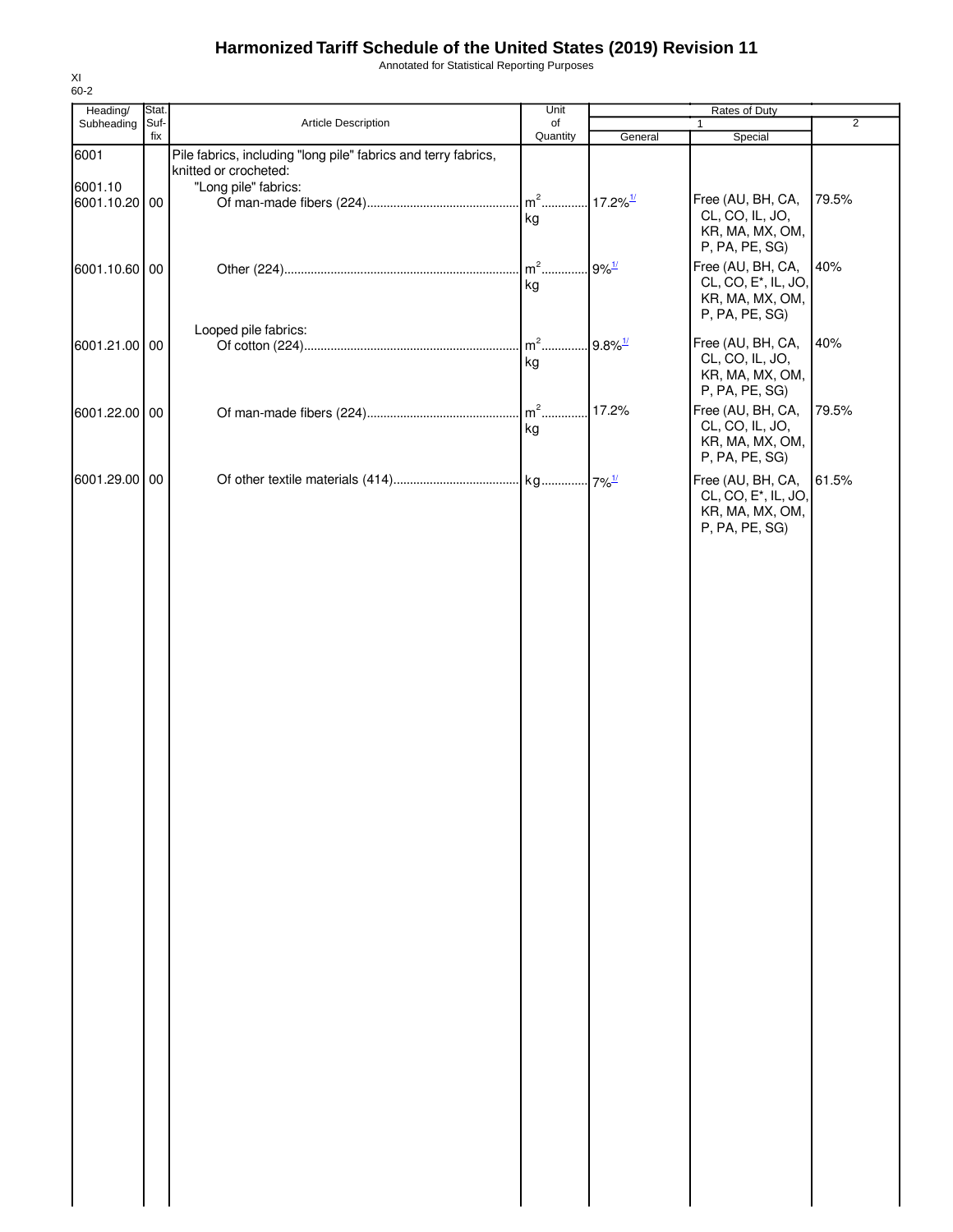# Harmonized Tariff Schedule of the United States (2019) Revision 11

Annotated for Statistical Reporting Purposes

XI
60-2

| Heading/ Subheading | Stat. Suf- fix | Article Description | Unit of Quantity | Rates of Duty 1 General | Special | 2 |
|---|---|---|---|---|---|---|
| 6001 | | Pile fabrics, including "long pile" fabrics and terry fabrics, knitted or crocheted: | | | | |
| 6001.10 | | "Long pile" fabrics: | | | | |
| 6001.10.20 | 00 | Of man-made fibers (224) | $m^2$ kg | 17.2%[1/] | Free (AU, BH, CA, CL, CO, IL, JO, KR, MA, MX, OM, P, PA, PE, SG) | 79.5% |
| 6001.10.60 | 00 | Other (224) | $m^2$ kg | 9%[1/] | Free (AU, BH, CA, CL, CO, E*, IL, JO, KR, MA, MX, OM, P, PA, PE, SG) | 40% |
| | | Looped pile fabrics: | | | | |
| 6001.21.00 | 00 | Of cotton (224) | $m^2$ kg | 9.8%[1/] | Free (AU, BH, CA, CL, CO, IL, JO, KR, MA, MX, OM, P, PA, PE, SG) | 40% |
| 6001.22.00 | 00 | Of man-made fibers (224) | $m^2$ kg | 17.2% | Free (AU, BH, CA, CL, CO, IL, JO, KR, MA, MX, OM, P, PA, PE, SG) | 79.5% |
| 6001.29.00 | 00 | Of other textile materials (414) | kg | 7%[1/] | Free (AU, BH, CA, CL, CO, E*, IL, JO, KR, MA, MX, OM, P, PA, PE, SG) | 61.5% |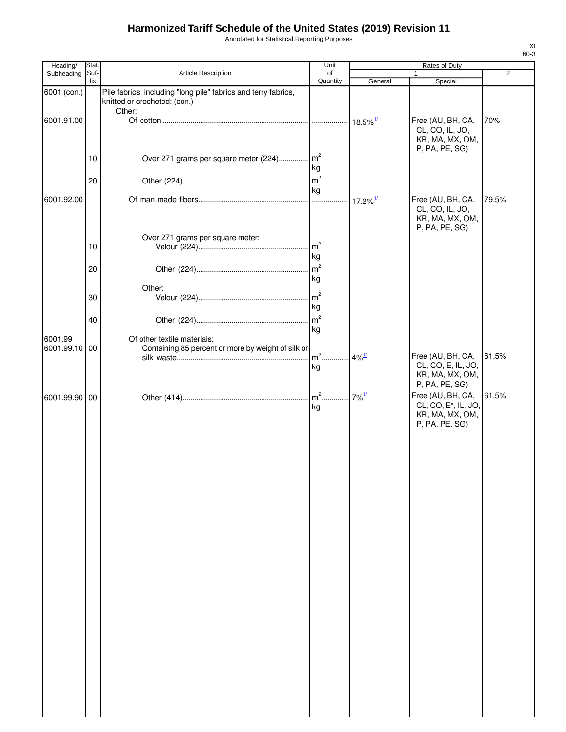# Harmonized Tariff Schedule of the United States (2019) Revision 11

Annotated for Statistical Reporting Purposes

XI
60-3

| Heading/ Subheading | Stat. Suf- fix | Article Description | Unit of Quantity | Rates of Duty 1 General | Rates of Duty 1 Special | Rates of Duty 2 |
|---|---|---|---|---|---|---|
| 6001 (con.) | | Pile fabrics, including "long pile" fabrics and terry fabrics, knitted or crocheted: (con.) | | | | |
| | | Other: | | | | |
| 6001.91.00 | | Of cotton | | 18.5%[1/] | Free (AU, BH, CA, CL, CO, IL, JO, KR, MA, MX, OM, P, PA, PE, SG) | 70% |
| | 10 | Over 271 grams per square meter (224) | $m^2$ kg | | | |
| | 20 | Other (224) | $m^2$ kg | | | |
| 6001.92.00 | | Of man-made fibers | | 17.2%[1/] | Free (AU, BH, CA, CL, CO, IL, JO, KR, MA, MX, OM, P, PA, PE, SG) | 79.5% |
| | | Over 271 grams per square meter: | | | | |
| | 10 | Velour (224) | $m^2$ kg | | | |
| | 20 | Other (224) | $m^2$ kg | | | |
| | | Other: | | | | |
| | 30 | Velour (224) | $m^2$ kg | | | |
| | 40 | Other (224) | $m^2$ kg | | | |
| 6001.99 | | Of other textile materials: | | | | |
| 6001.99.10 | 00 | Containing 85 percent or more by weight of silk or silk waste | $m^2$ kg | 4%[1/] | Free (AU, BH, CA, CL, CO, E, IL, JO, KR, MA, MX, OM, P, PA, PE, SG) | 61.5% |
| 6001.99.90 | 00 | Other (414) | $m^2$ kg | 7%[1/] | Free (AU, BH, CA, CL, CO, E*, IL, JO, KR, MA, MX, OM, P, PA, PE, SG) | 61.5% |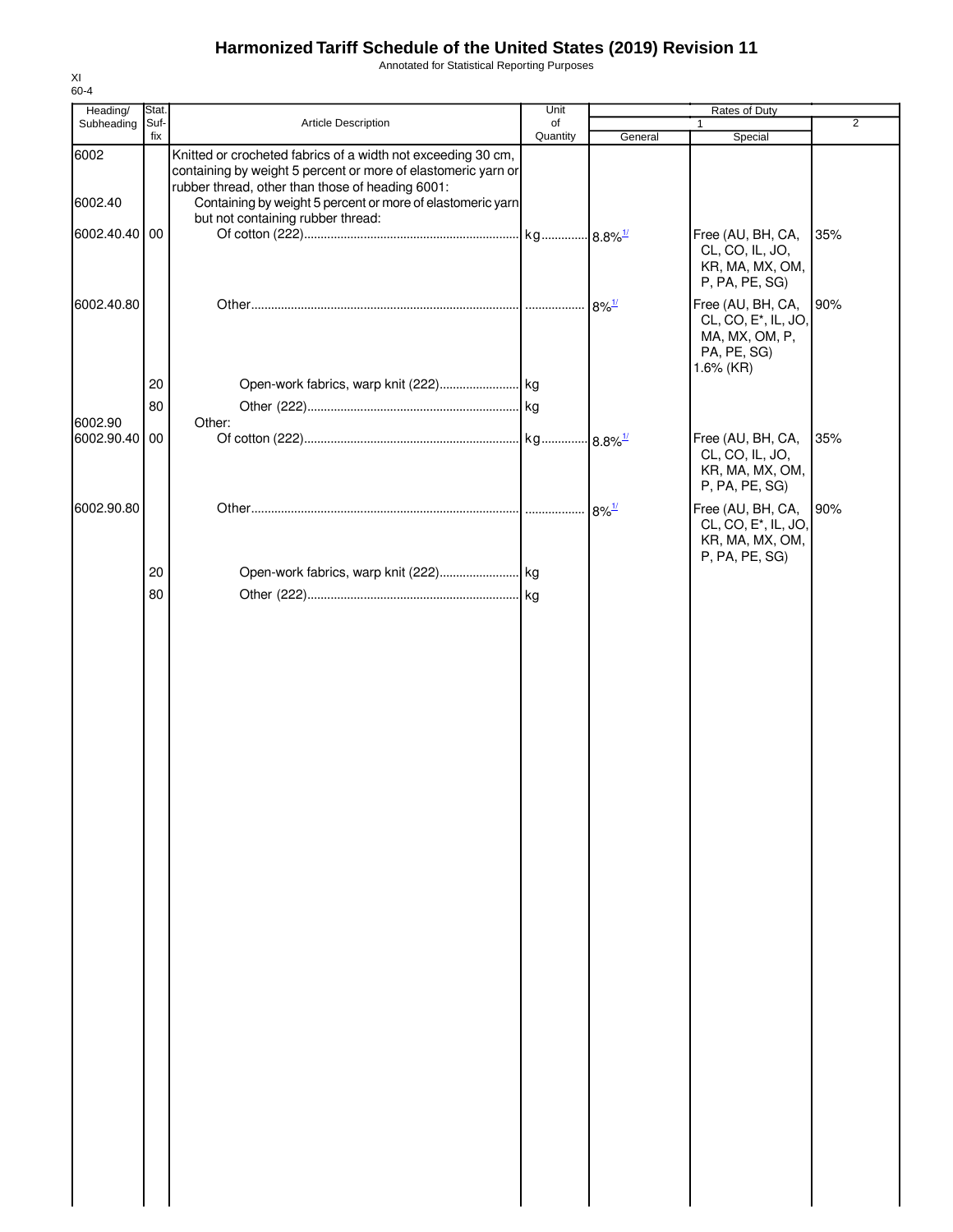# Harmonized Tariff Schedule of the United States (2019) Revision 11

Annotated for Statistical Reporting Purposes

XI
60-4

| Heading/ Subheading | Stat. Suf- fix | Article Description | Unit of Quantity | Rates of Duty 1 General | Special | 2 |
|---|---|---|---|---|---|---|
| 6002 | | Knitted or crocheted fabrics of a width not exceeding 30 cm, containing by weight 5 percent or more of elastomeric yarn or rubber thread, other than those of heading 6001: | | | | |
| 6002.40 | | Containing by weight 5 percent or more of elastomeric yarn but not containing rubber thread: | | | | |
| 6002.40.40 | 00 | Of cotton (222) | kg | 8.8%[1/] | Free (AU, BH, CA, CL, CO, IL, JO, KR, MA, MX, OM, P, PA, PE, SG) | 35% |
| 6002.40.80 | | Other | | 8%[1/] | Free (AU, BH, CA, CL, CO, E*, IL, JO, MA, MX, OM, P, PA, PE, SG) 1.6% (KR) | 90% |
| | 20 | Open-work fabrics, warp knit (222) | kg | | | |
| | 80 | Other (222) | kg | | | |
| 6002.90 | | Other: | | | | |
| 6002.90.40 | 00 | Of cotton (222) | kg | 8.8%[1/] | Free (AU, BH, CA, CL, CO, IL, JO, KR, MA, MX, OM, P, PA, PE, SG) | 35% |
| 6002.90.80 | | Other | | 8%[1/] | Free (AU, BH, CA, CL, CO, E*, IL, JO, KR, MA, MX, OM, P, PA, PE, SG) | 90% |
| | 20 | Open-work fabrics, warp knit (222) | kg | | | |
| | 80 | Other (222) | kg | | | |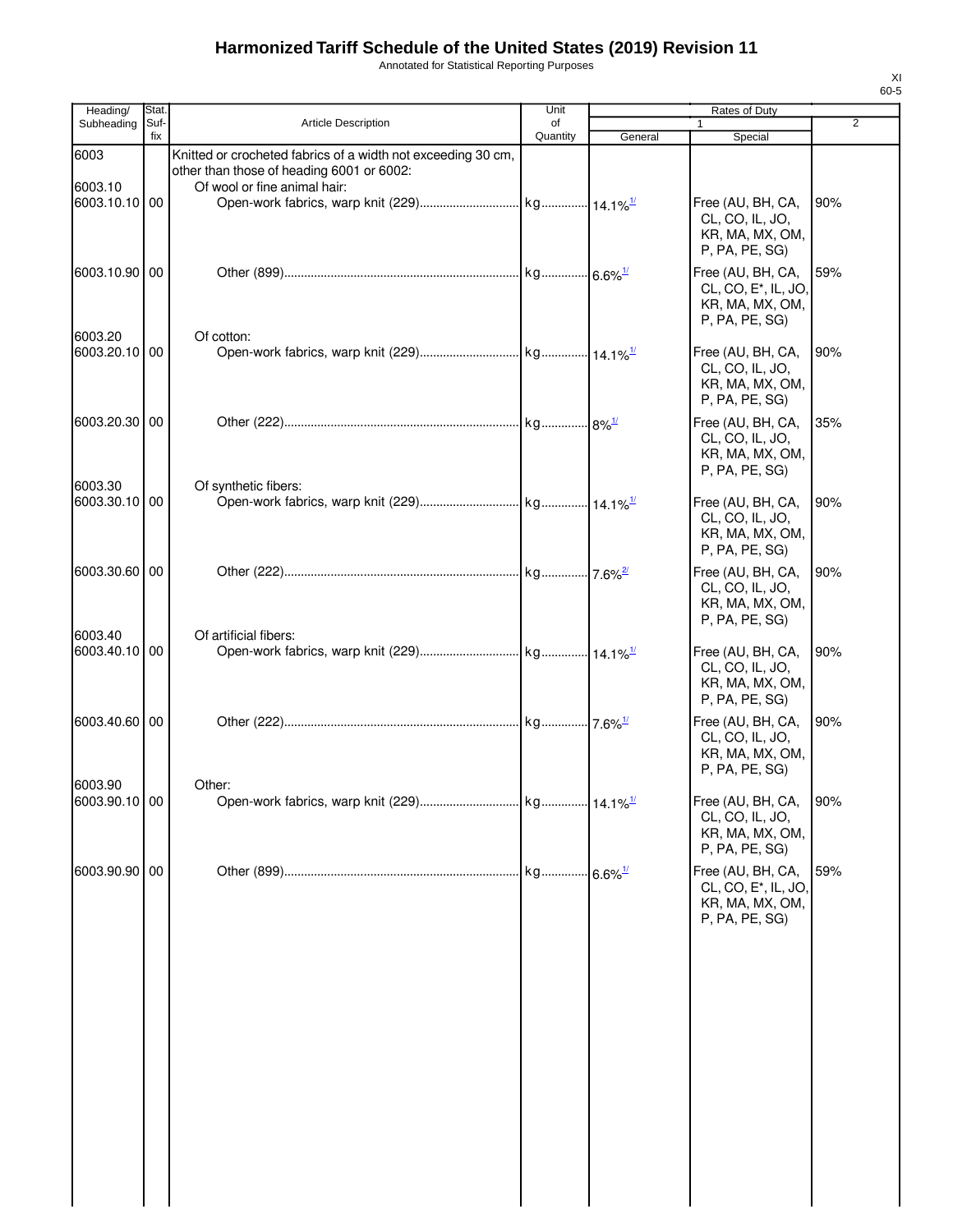# Harmonized Tariff Schedule of the United States (2019) Revision 11

Annotated for Statistical Reporting Purposes

XI
60-5

| Heading/ Subheading | Stat. Suf-fix | Article Description | Unit of Quantity | Rates of Duty 1 General | Special | 2 |
|---|---|---|---|---|---|---|
| 6003 | | Knitted or crocheted fabrics of a width not exceeding 30 cm, other than those of heading 6001 or 6002: | | | | |
| 6003.10 | | Of wool or fine animal hair: | | | | |
| 6003.10.10 | 00 | Open-work fabrics, warp knit (229) | kg | 14.1%[1/] | Free (AU, BH, CA, CL, CO, IL, JO, KR, MA, MX, OM, P, PA, PE, SG) | 90% |
| 6003.10.90 | 00 | Other (899) | kg | 6.6%[1/] | Free (AU, BH, CA, CL, CO, E*, IL, JO, KR, MA, MX, OM, P, PA, PE, SG) | 59% |
| 6003.20 | | Of cotton: | | | | |
| 6003.20.10 | 00 | Open-work fabrics, warp knit (229) | kg | 14.1%[1/] | Free (AU, BH, CA, CL, CO, IL, JO, KR, MA, MX, OM, P, PA, PE, SG) | 90% |
| 6003.20.30 | 00 | Other (222) | kg | 8%[1/] | Free (AU, BH, CA, CL, CO, IL, JO, KR, MA, MX, OM, P, PA, PE, SG) | 35% |
| 6003.30 | | Of synthetic fibers: | | | | |
| 6003.30.10 | 00 | Open-work fabrics, warp knit (229) | kg | 14.1%[1/] | Free (AU, BH, CA, CL, CO, IL, JO, KR, MA, MX, OM, P, PA, PE, SG) | 90% |
| 6003.30.60 | 00 | Other (222) | kg | 7.6%[2/] | Free (AU, BH, CA, CL, CO, IL, JO, KR, MA, MX, OM, P, PA, PE, SG) | 90% |
| 6003.40 | | Of artificial fibers: | | | | |
| 6003.40.10 | 00 | Open-work fabrics, warp knit (229) | kg | 14.1%[1/] | Free (AU, BH, CA, CL, CO, IL, JO, KR, MA, MX, OM, P, PA, PE, SG) | 90% |
| 6003.40.60 | 00 | Other (222) | kg | 7.6%[1/] | Free (AU, BH, CA, CL, CO, IL, JO, KR, MA, MX, OM, P, PA, PE, SG) | 90% |
| 6003.90 | | Other: | | | | |
| 6003.90.10 | 00 | Open-work fabrics, warp knit (229) | kg | 14.1%[1/] | Free (AU, BH, CA, CL, CO, IL, JO, KR, MA, MX, OM, P, PA, PE, SG) | 90% |
| 6003.90.90 | 00 | Other (899) | kg | 6.6%[1/] | Free (AU, BH, CA, CL, CO, E*, IL, JO, KR, MA, MX, OM, P, PA, PE, SG) | 59% |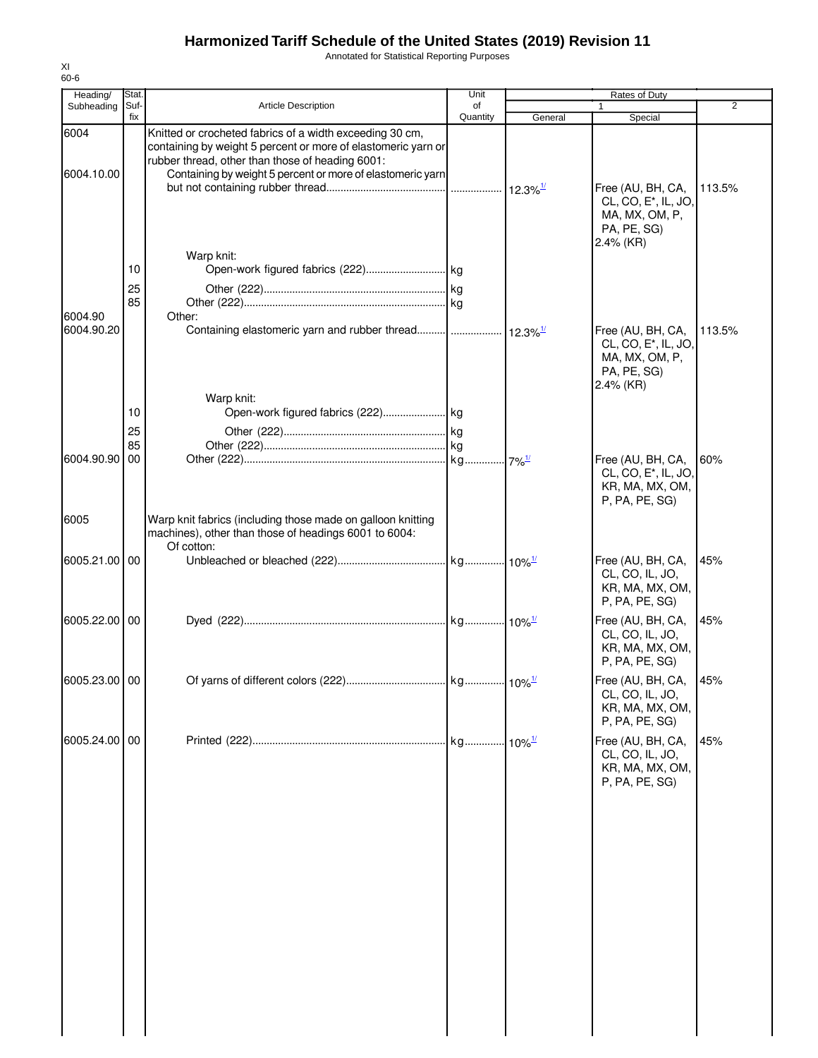# Harmonized Tariff Schedule of the United States (2019) Revision 11

Annotated for Statistical Reporting Purposes

XI
60-6

| Heading/ Subheading | Stat. Suf-fix | Article Description | Unit of Quantity | Rates of Duty 1 General | Rates of Duty 1 Special | Rates of Duty 2 |
|---|---|---|---|---|---|---|
| 6004 | | Knitted or crocheted fabrics of a width exceeding 30 cm, containing by weight 5 percent or more of elastomeric yarn or rubber thread, other than those of heading 6001: | | | | |
| 6004.10.00 | | Containing by weight 5 percent or more of elastomeric yarn but not containing rubber thread | | 12.3%[1/] | Free (AU, BH, CA, CL, CO, E*, IL, JO, MA, MX, OM, P, PA, PE, SG) 2.4% (KR) | 113.5% |
| | | Warp knit: | | | | |
| | 10 | Open-work figured fabrics (222) | kg | | | |
| | 25 | Other (222) | kg | | | |
| | 85 | Other (222) | kg | | | |
| 6004.90 | | Other: | | | | |
| 6004.90.20 | | Containing elastomeric yarn and rubber thread | | 12.3%[1/] | Free (AU, BH, CA, CL, CO, E*, IL, JO, MA, MX, OM, P, PA, PE, SG) 2.4% (KR) | 113.5% |
| | | Warp knit: | | | | |
| | 10 | Open-work figured fabrics (222) | kg | | | |
| | 25 | Other (222) | kg | | | |
| | 85 | Other (222) | kg | | | |
| 6004.90.90 | 00 | Other (222) | kg | 7%[1/] | Free (AU, BH, CA, CL, CO, E*, IL, JO, KR, MA, MX, OM, P, PA, PE, SG) | 60% |
| 6005 | | Warp knit fabrics (including those made on galloon knitting machines), other than those of headings 6001 to 6004: | | | | |
| | | Of cotton: | | | | |
| 6005.21.00 | 00 | Unbleached or bleached (222) | kg | 10%[1/] | Free (AU, BH, CA, CL, CO, IL, JO, KR, MA, MX, OM, P, PA, PE, SG) | 45% |
| 6005.22.00 | 00 | Dyed (222) | kg | 10%[1/] | Free (AU, BH, CA, CL, CO, IL, JO, KR, MA, MX, OM, P, PA, PE, SG) | 45% |
| 6005.23.00 | 00 | Of yarns of different colors (222) | kg | 10%[1/] | Free (AU, BH, CA, CL, CO, IL, JO, KR, MA, MX, OM, P, PA, PE, SG) | 45% |
| 6005.24.00 | 00 | Printed (222) | kg | 10%[1/] | Free (AU, BH, CA, CL, CO, IL, JO, KR, MA, MX, OM, P, PA, PE, SG) | 45% |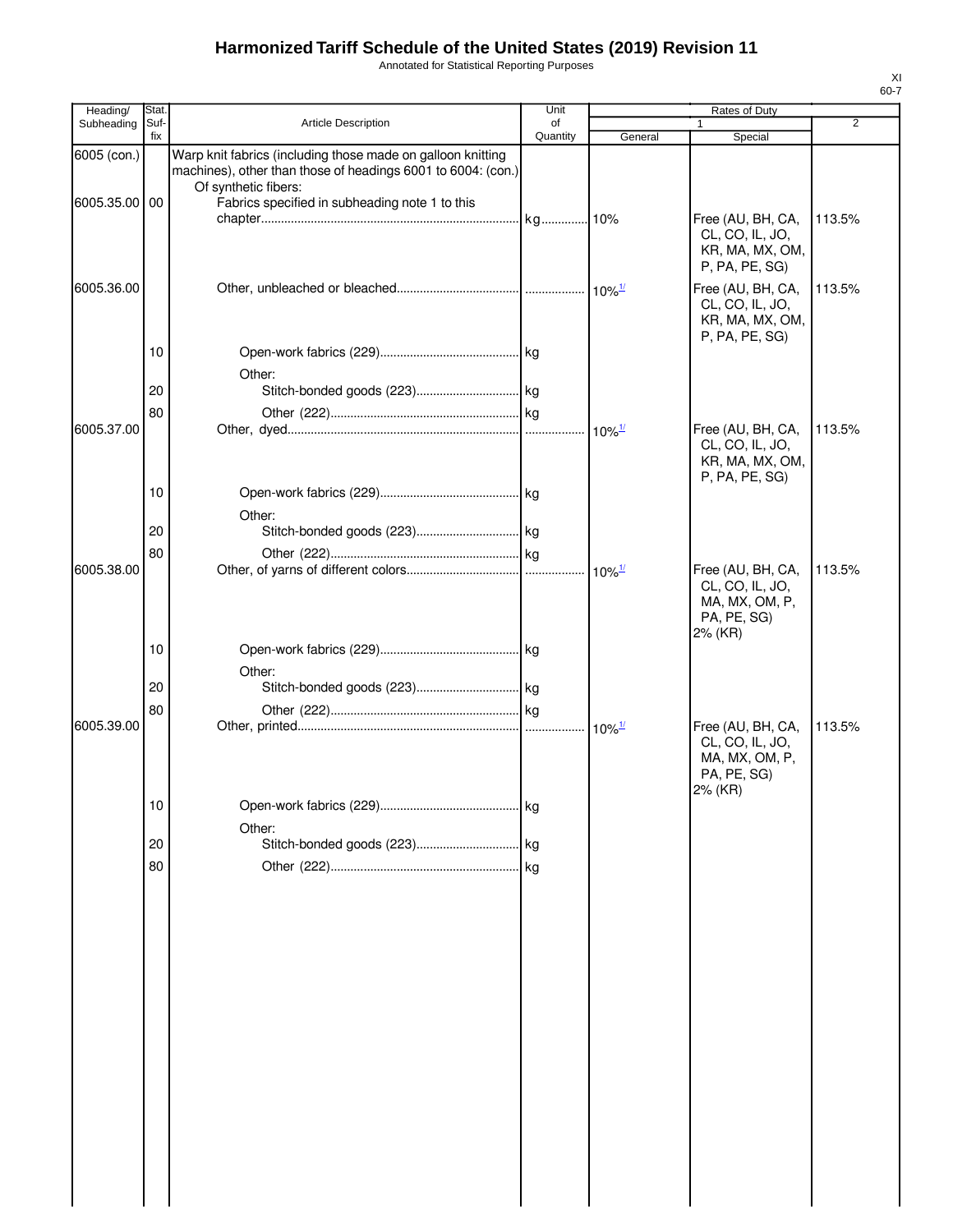# Harmonized Tariff Schedule of the United States (2019) Revision 11

Annotated for Statistical Reporting Purposes

XI
60-7

| Heading/ Subheading | Stat. Suf-fix | Article Description | Unit of Quantity | Rates of Duty 1 General | Special | 2 |
|---|---|---|---|---|---|---|
| 6005 (con.) | | Warp knit fabrics (including those made on galloon knitting machines), other than those of headings 6001 to 6004: (con.) | | | | |
| | | Of synthetic fibers: | | | | |
| 6005.35.00 | 00 | Fabrics specified in subheading note 1 to this chapter | kg | 10% | Free (AU, BH, CA, CL, CO, IL, JO, KR, MA, MX, OM, P, PA, PE, SG) | 113.5% |
| 6005.36.00 | | Other, unbleached or bleached | | 10%[1/] | Free (AU, BH, CA, CL, CO, IL, JO, KR, MA, MX, OM, P, PA, PE, SG) | 113.5% |
| | 10 | Open-work fabrics (229) | kg | | | |
| | | Other: | | | | |
| | 20 | Stitch-bonded goods (223) | kg | | | |
| | 80 | Other (222) | kg | | | |
| 6005.37.00 | | Other, dyed | | 10%[1/] | Free (AU, BH, CA, CL, CO, IL, JO, KR, MA, MX, OM, P, PA, PE, SG) | 113.5% |
| | 10 | Open-work fabrics (229) | kg | | | |
| | | Other: | | | | |
| | 20 | Stitch-bonded goods (223) | kg | | | |
| | 80 | Other (222) | kg | | | |
| 6005.38.00 | | Other, of yarns of different colors | | 10%[1/] | Free (AU, BH, CA, CL, CO, IL, JO, MA, MX, OM, P, PA, PE, SG) 2% (KR) | 113.5% |
| | 10 | Open-work fabrics (229) | kg | | | |
| | | Other: | | | | |
| | 20 | Stitch-bonded goods (223) | kg | | | |
| | 80 | Other (222) | kg | | | |
| 6005.39.00 | | Other, printed | | 10%[1/] | Free (AU, BH, CA, CL, CO, IL, JO, MA, MX, OM, P, PA, PE, SG) 2% (KR) | 113.5% |
| | 10 | Open-work fabrics (229) | kg | | | |
| | | Other: | | | | |
| | 20 | Stitch-bonded goods (223) | kg | | | |
| | 80 | Other (222) | kg | | | |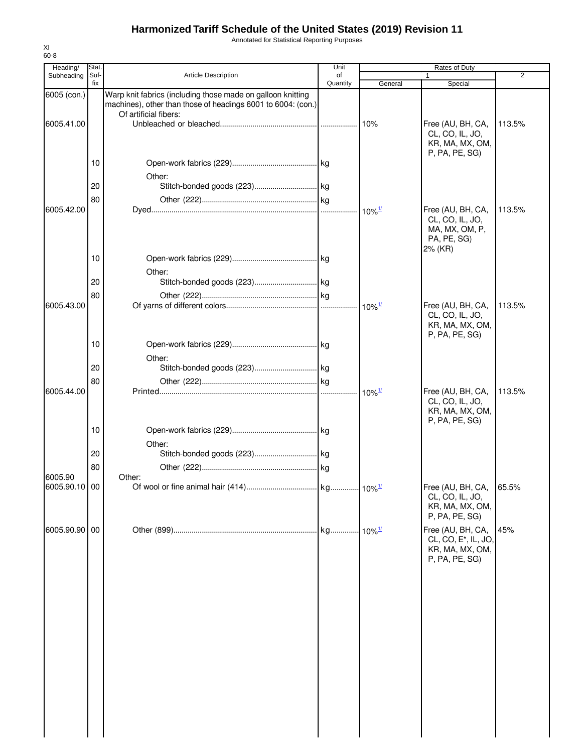# Harmonized Tariff Schedule of the United States (2019) Revision 11

Annotated for Statistical Reporting Purposes

XI
60-8

| Heading/ Subheading | Stat. Suf- fix | Article Description | Unit of Quantity | Rates of Duty 1 General | 1 Special | 2 |
|---|---|---|---|---|---|---|
| 6005 (con.) | | Warp knit fabrics (including those made on galloon knitting machines), other than those of headings 6001 to 6004: (con.) | | | | |
| | | Of artificial fibers: | | | | |
| 6005.41.00 | | Unbleached or bleached | | 10% | Free (AU, BH, CA, CL, CO, IL, JO, KR, MA, MX, OM, P, PA, PE, SG) | 113.5% |
| | 10 | Open-work fabrics (229) | kg | | | |
| | | Other: | | | | |
| | 20 | Stitch-bonded goods (223) | kg | | | |
| | 80 | Other (222) | kg | | | |
| 6005.42.00 | | Dyed | | 10%[1/] | Free (AU, BH, CA, CL, CO, IL, JO, MA, MX, OM, P, PA, PE, SG) 2% (KR) | 113.5% |
| | 10 | Open-work fabrics (229) | kg | | | |
| | | Other: | | | | |
| | 20 | Stitch-bonded goods (223) | kg | | | |
| | 80 | Other (222) | kg | | | |
| 6005.43.00 | | Of yarns of different colors | | 10%[1/] | Free (AU, BH, CA, CL, CO, IL, JO, KR, MA, MX, OM, P, PA, PE, SG) | 113.5% |
| | 10 | Open-work fabrics (229) | kg | | | |
| | | Other: | | | | |
| | 20 | Stitch-bonded goods (223) | kg | | | |
| | 80 | Other (222) | kg | | | |
| 6005.44.00 | | Printed | | 10%[1/] | Free (AU, BH, CA, CL, CO, IL, JO, KR, MA, MX, OM, P, PA, PE, SG) | 113.5% |
| | 10 | Open-work fabrics (229) | kg | | | |
| | | Other: | | | | |
| | 20 | Stitch-bonded goods (223) | kg | | | |
| | 80 | Other (222) | kg | | | |
| 6005.90 | | Other: | | | | |
| 6005.90.10 | 00 | Of wool or fine animal hair (414) | kg | 10%[1/] | Free (AU, BH, CA, CL, CO, IL, JO, KR, MA, MX, OM, P, PA, PE, SG) | 65.5% |
| 6005.90.90 | 00 | Other (899) | kg | 10%[1/] | Free (AU, BH, CA, CL, CO, E*, IL, JO, KR, MA, MX, OM, P, PA, PE, SG) | 45% |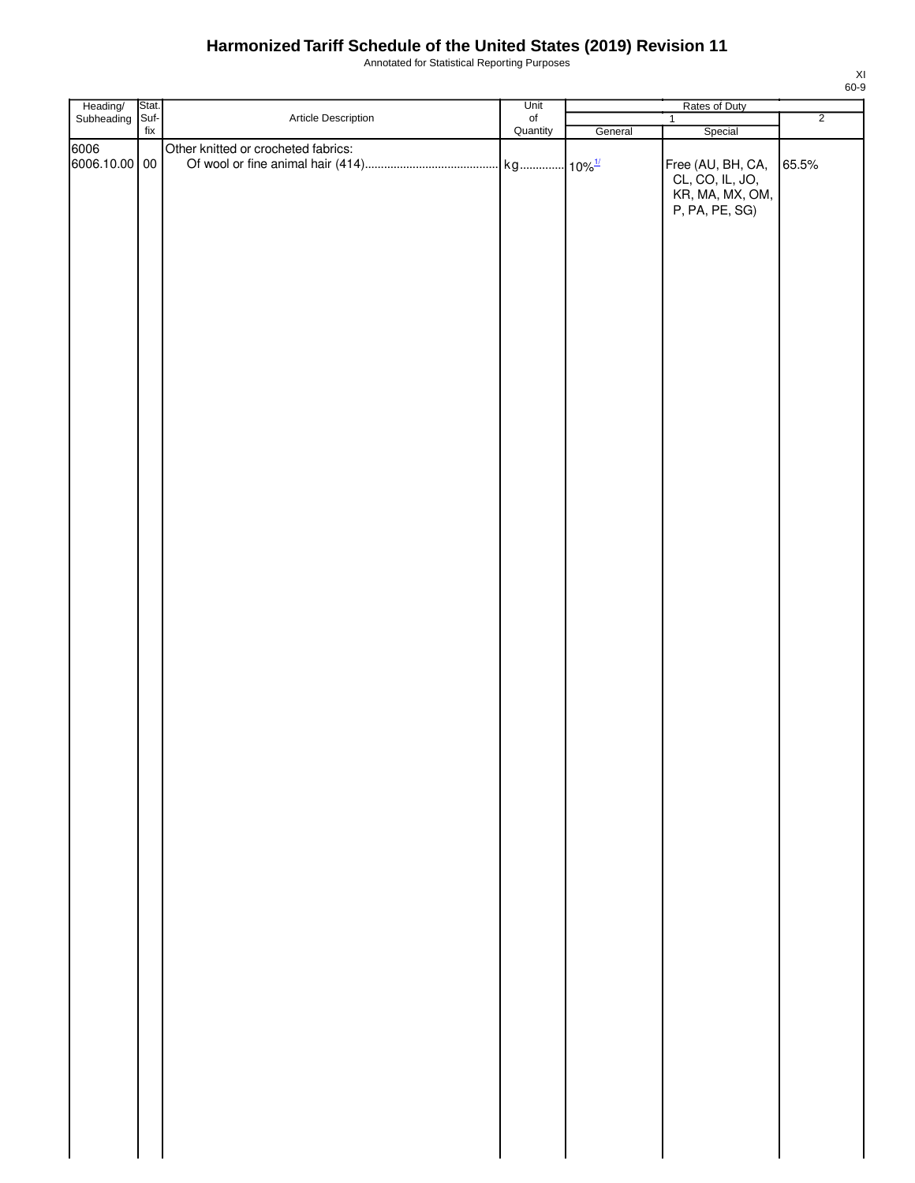# Harmonized Tariff Schedule of the United States (2019) Revision 11

Annotated for Statistical Reporting Purposes

XI
60-9

| Heading/ Subheading | Stat. Suf- fix | Article Description | Unit of Quantity | Rates of Duty | | |
|---|---|---|---|---|---|---|
| | | | | 1 | | 2 |
| | | | | General | Special | |
| 6006 | | Other knitted or crocheted fabrics: | | | | |
| 6006.10.00 | 00 | Of wool or fine animal hair (414) | kg | 10%[1/] | Free (AU, BH, CA, CL, CO, IL, JO, KR, MA, MX, OM, P, PA, PE, SG) | 65.5% |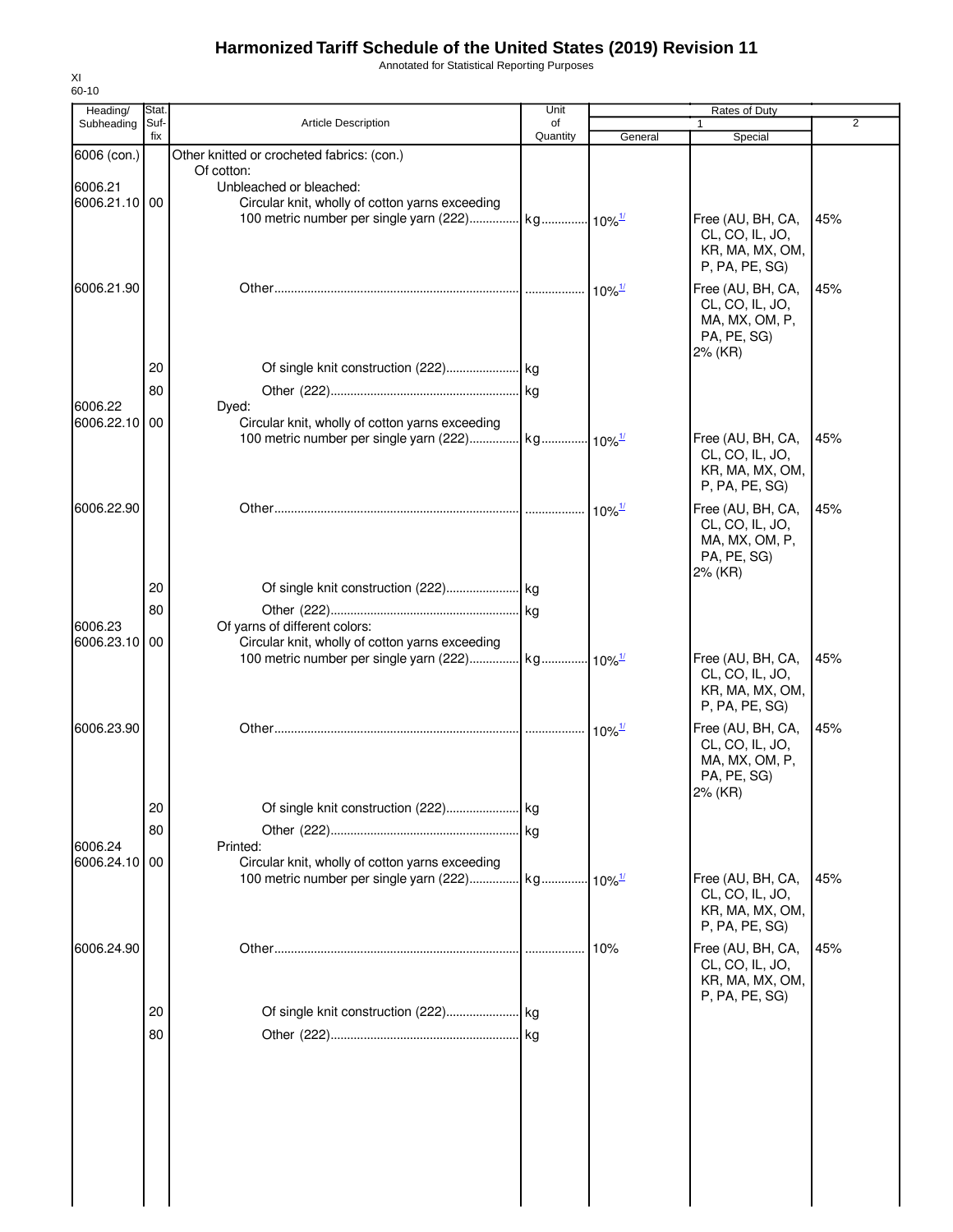# Harmonized Tariff Schedule of the United States (2019) Revision 11

Annotated for Statistical Reporting Purposes

XI
60-10

| Heading/ Subheading | Stat. Suf- fix | Article Description | Unit of Quantity | Rates of Duty 1 General | Special | 2 |
|---|---|---|---|---|---|---|
| 6006 (con.) | | Other knitted or crocheted fabrics: (con.) | | | | |
| | | Of cotton: | | | | |
| 6006.21 | | Unbleached or bleached: | | | | |
| 6006.21.10 | 00 | Circular knit, wholly of cotton yarns exceeding 100 metric number per single yarn (222) | kg | 10%[1/] | Free (AU, BH, CA, CL, CO, IL, JO, KR, MA, MX, OM, P, PA, PE, SG) | 45% |
| 6006.21.90 | | Other | | 10%[1/] | Free (AU, BH, CA, CL, CO, IL, JO, MA, MX, OM, P, PA, PE, SG) 2% (KR) | 45% |
| | 20 | Of single knit construction (222) | kg | | | |
| | 80 | Other (222) | kg | | | |
| 6006.22 | | Dyed: | | | | |
| 6006.22.10 | 00 | Circular knit, wholly of cotton yarns exceeding 100 metric number per single yarn (222) | kg | 10%[1/] | Free (AU, BH, CA, CL, CO, IL, JO, KR, MA, MX, OM, P, PA, PE, SG) | 45% |
| 6006.22.90 | | Other | | 10%[1/] | Free (AU, BH, CA, CL, CO, IL, JO, MA, MX, OM, P, PA, PE, SG) 2% (KR) | 45% |
| | 20 | Of single knit construction (222) | kg | | | |
| | 80 | Other (222) | kg | | | |
| 6006.23 | | Of yarns of different colors: | | | | |
| 6006.23.10 | 00 | Circular knit, wholly of cotton yarns exceeding 100 metric number per single yarn (222) | kg | 10%[1/] | Free (AU, BH, CA, CL, CO, IL, JO, KR, MA, MX, OM, P, PA, PE, SG) | 45% |
| 6006.23.90 | | Other | | 10%[1/] | Free (AU, BH, CA, CL, CO, IL, JO, MA, MX, OM, P, PA, PE, SG) 2% (KR) | 45% |
| | 20 | Of single knit construction (222) | kg | | | |
| | 80 | Other (222) | kg | | | |
| 6006.24 | | Printed: | | | | |
| 6006.24.10 | 00 | Circular knit, wholly of cotton yarns exceeding 100 metric number per single yarn (222) | kg | 10%[1/] | Free (AU, BH, CA, CL, CO, IL, JO, KR, MA, MX, OM, P, PA, PE, SG) | 45% |
| 6006.24.90 | | Other | | 10% | Free (AU, BH, CA, CL, CO, IL, JO, KR, MA, MX, OM, P, PA, PE, SG) | 45% |
| | 20 | Of single knit construction (222) | kg | | | |
| | 80 | Other (222) | kg | | | |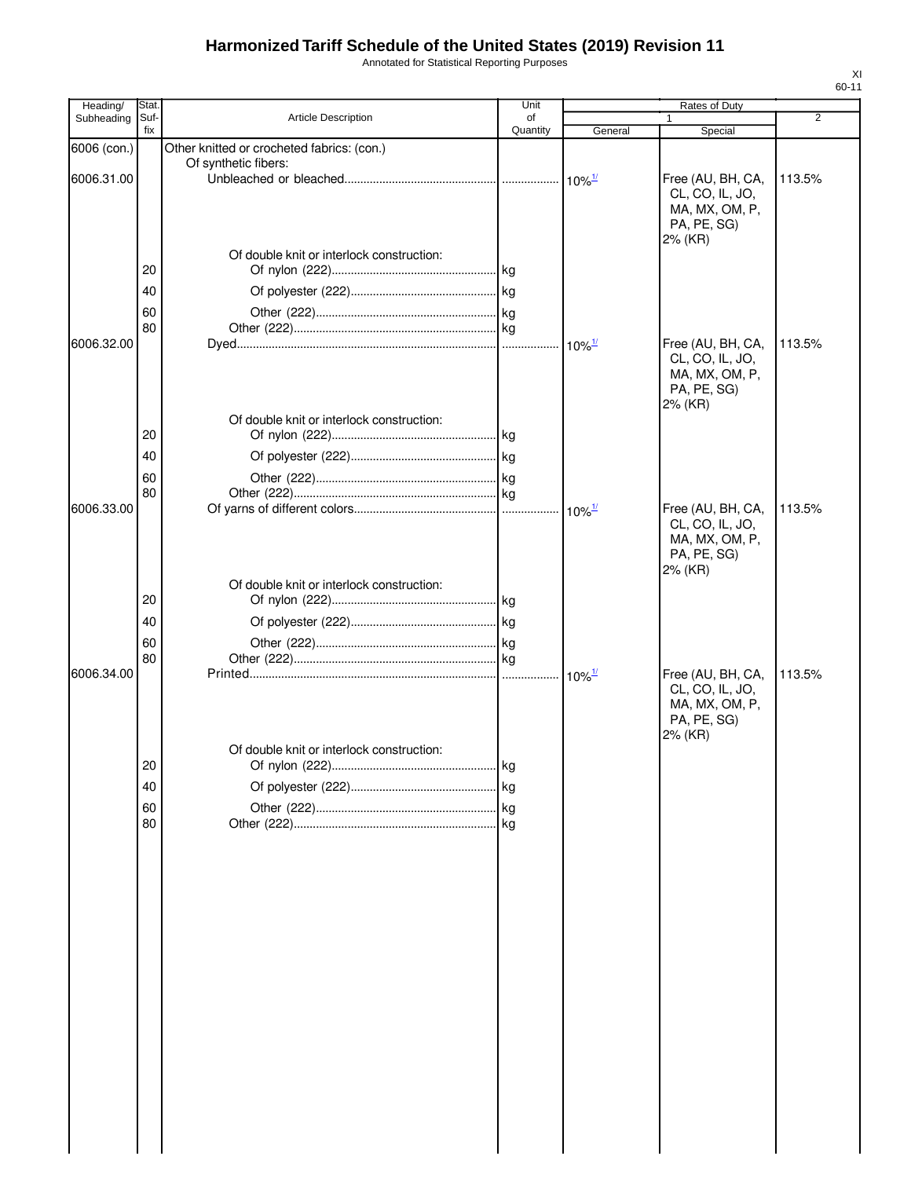# Harmonized Tariff Schedule of the United States (2019) Revision 11

Annotated for Statistical Reporting Purposes

XI
60-11

| Heading/ Subheading | Stat. Suf- fix | Article Description | Unit of Quantity | Rates of Duty 1 General | Rates of Duty 1 Special | Rates of Duty 2 |
|---|---|---|---|---|---|---|
| 6006 (con.) | | Other knitted or crocheted fabrics: (con.) | | | | |
| | | Of synthetic fibers: | | | | |
| 6006.31.00 | | Unbleached or bleached | | 10%[1/] | Free (AU, BH, CA, CL, CO, IL, JO, MA, MX, OM, P, PA, PE, SG) 2% (KR) | 113.5% |
| | | Of double knit or interlock construction: | | | | |
| | 20 | Of nylon (222) | kg | | | |
| | 40 | Of polyester (222) | kg | | | |
| | 60 | Other (222) | kg | | | |
| | 80 | Other (222) | kg | | | |
| 6006.32.00 | | Dyed | | 10%[1/] | Free (AU, BH, CA, CL, CO, IL, JO, MA, MX, OM, P, PA, PE, SG) 2% (KR) | 113.5% |
| | | Of double knit or interlock construction: | | | | |
| | 20 | Of nylon (222) | kg | | | |
| | 40 | Of polyester (222) | kg | | | |
| | 60 | Other (222) | kg | | | |
| | 80 | Other (222) | kg | | | |
| 6006.33.00 | | Of yarns of different colors | | 10%[1/] | Free (AU, BH, CA, CL, CO, IL, JO, MA, MX, OM, P, PA, PE, SG) 2% (KR) | 113.5% |
| | | Of double knit or interlock construction: | | | | |
| | 20 | Of nylon (222) | kg | | | |
| | 40 | Of polyester (222) | kg | | | |
| | 60 | Other (222) | kg | | | |
| | 80 | Other (222) | kg | | | |
| 6006.34.00 | | Printed | | 10%[1/] | Free (AU, BH, CA, CL, CO, IL, JO, MA, MX, OM, P, PA, PE, SG) 2% (KR) | 113.5% |
| | | Of double knit or interlock construction: | | | | |
| | 20 | Of nylon (222) | kg | | | |
| | 40 | Of polyester (222) | kg | | | |
| | 60 | Other (222) | kg | | | |
| | 80 | Other (222) | kg | | | |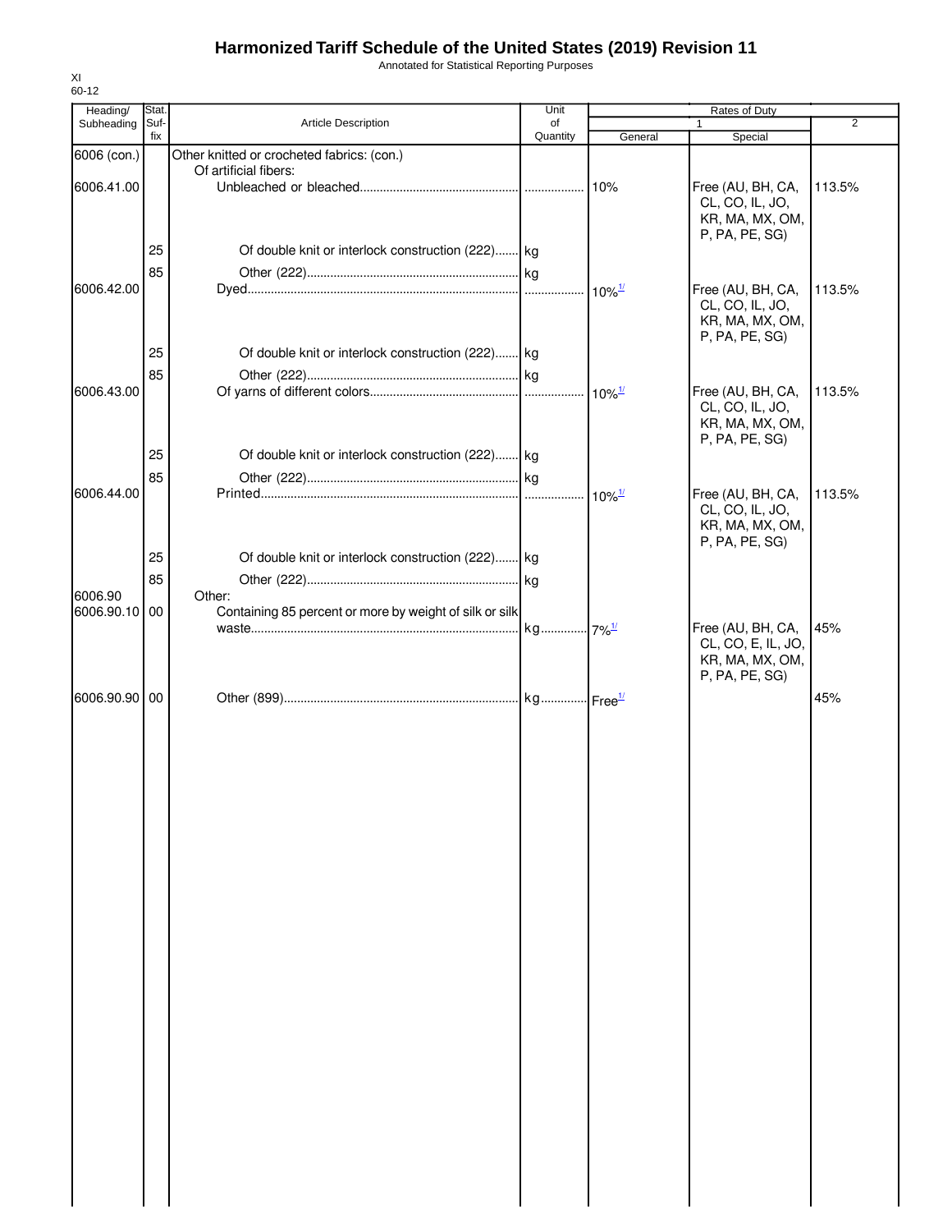# Harmonized Tariff Schedule of the United States (2019) Revision 11

Annotated for Statistical Reporting Purposes

XI
60-12

| Heading/ Subheading | Stat. Suf- fix | Article Description | Unit of Quantity | Rates of Duty 1 General | Special | 2 |
|---|---|---|---|---|---|---|
| 6006 (con.) | | Other knitted or crocheted fabrics: (con.) | | | | |
| | | Of artificial fibers: | | | | |
| 6006.41.00 | | Unbleached or bleached | | 10% | Free (AU, BH, CA, CL, CO, IL, JO, KR, MA, MX, OM, P, PA, PE, SG) | 113.5% |
| | 25 | Of double knit or interlock construction (222) | kg | | | |
| | 85 | Other (222) | kg | | | |
| 6006.42.00 | | Dyed | | 10%[1/] | Free (AU, BH, CA, CL, CO, IL, JO, KR, MA, MX, OM, P, PA, PE, SG) | 113.5% |
| | 25 | Of double knit or interlock construction (222) | kg | | | |
| | 85 | Other (222) | kg | | | |
| 6006.43.00 | | Of yarns of different colors | | 10%[1/] | Free (AU, BH, CA, CL, CO, IL, JO, KR, MA, MX, OM, P, PA, PE, SG) | 113.5% |
| | 25 | Of double knit or interlock construction (222) | kg | | | |
| | 85 | Other (222) | kg | | | |
| 6006.44.00 | | Printed | | 10%[1/] | Free (AU, BH, CA, CL, CO, IL, JO, KR, MA, MX, OM, P, PA, PE, SG) | 113.5% |
| | 25 | Of double knit or interlock construction (222) | kg | | | |
| | 85 | Other (222) | kg | | | |
| 6006.90 | | Other: | | | | |
| 6006.90.10 | 00 | Containing 85 percent or more by weight of silk or silk waste | kg | 7%[1/] | Free (AU, BH, CA, CL, CO, E, IL, JO, KR, MA, MX, OM, P, PA, PE, SG) | 45% |
| 6006.90.90 | 00 | Other (899) | kg | Free[1/] | | 45% |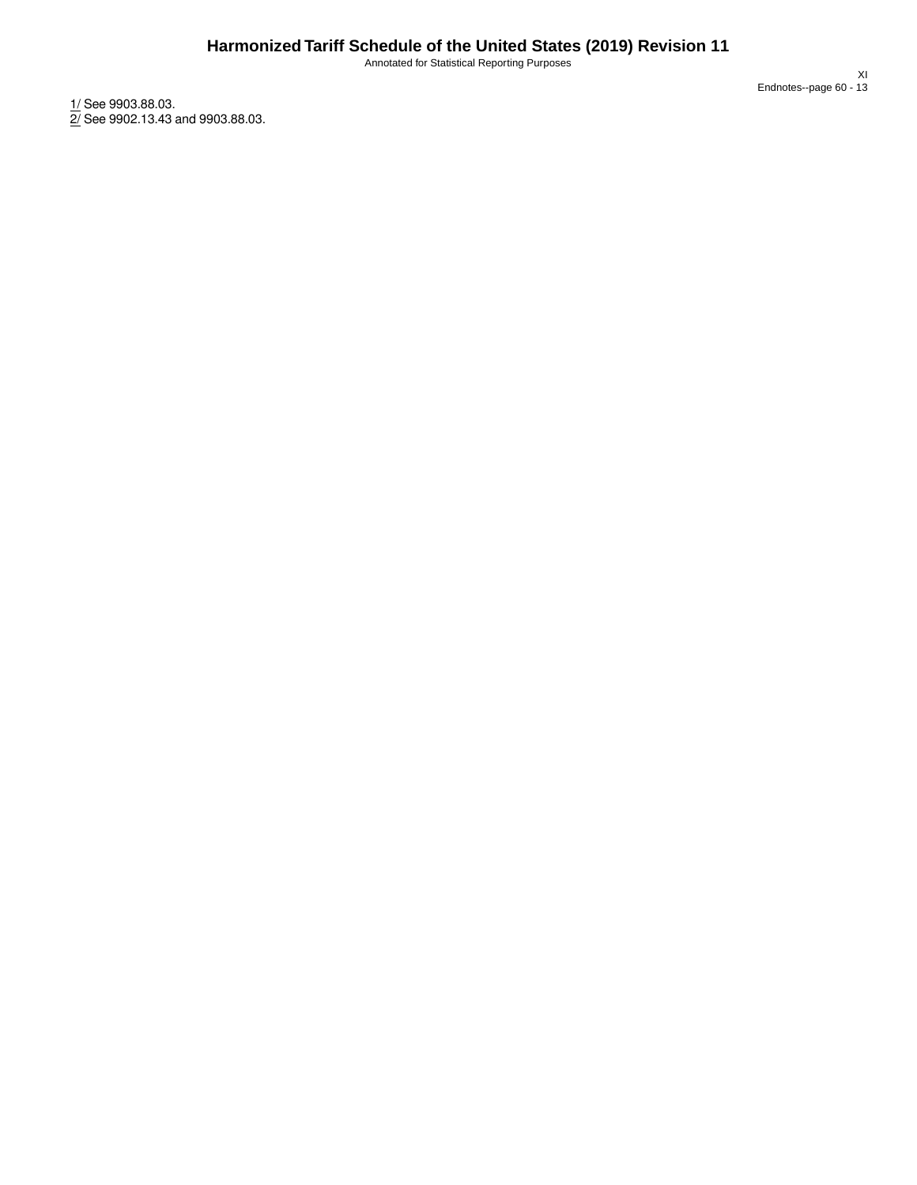1/ See 9903.88.03.
2/ See 9902.13.43 and 9903.88.03.